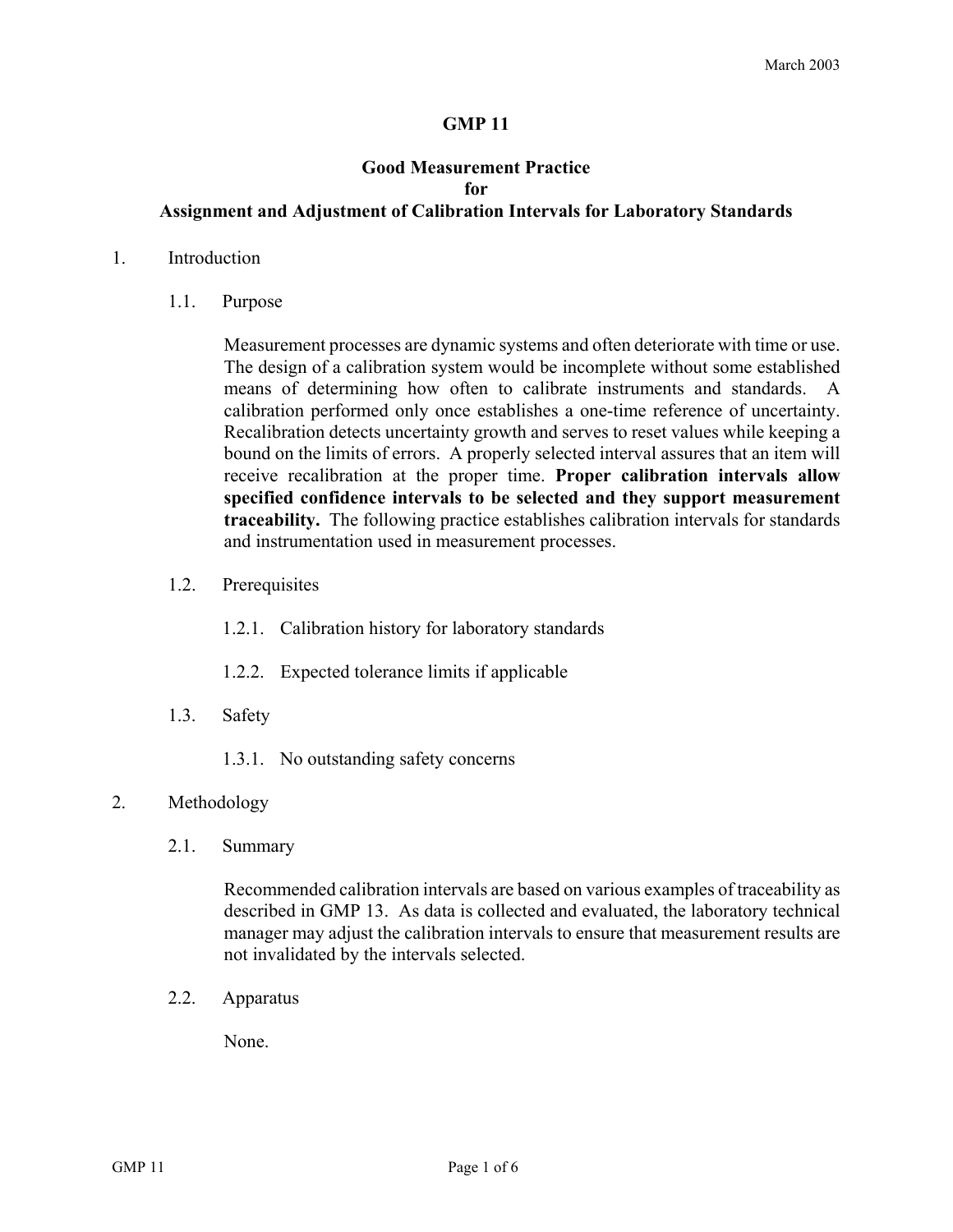March 2003

# GMP 11

## Good Measurement Practice for Assignment and Adjustment of Calibration Intervals for Laboratory Standards

1. Introduction

   1.1. Purpose

   Measurement processes are dynamic systems and often deteriorate with time or use. The design of a calibration system would be incomplete without some established means of determining how often to calibrate instruments and standards. A calibration performed only once establishes a one-time reference of uncertainty. Recalibration detects uncertainty growth and serves to reset values while keeping a bound on the limits of errors. A properly selected interval assures that an item will receive recalibration at the proper time. **Proper calibration intervals allow specified confidence intervals to be selected and they support measurement traceability.** The following practice establishes calibration intervals for standards and instrumentation used in measurement processes.

   1.2. Prerequisites

   1.2.1. Calibration history for laboratory standards

   1.2.2. Expected tolerance limits if applicable

   1.3. Safety

   1.3.1. No outstanding safety concerns

2. Methodology

   2.1. Summary

   Recommended calibration intervals are based on various examples of traceability as described in GMP 13. As data is collected and evaluated, the laboratory technical manager may adjust the calibration intervals to ensure that measurement results are not invalidated by the intervals selected.

   2.2. Apparatus

   None.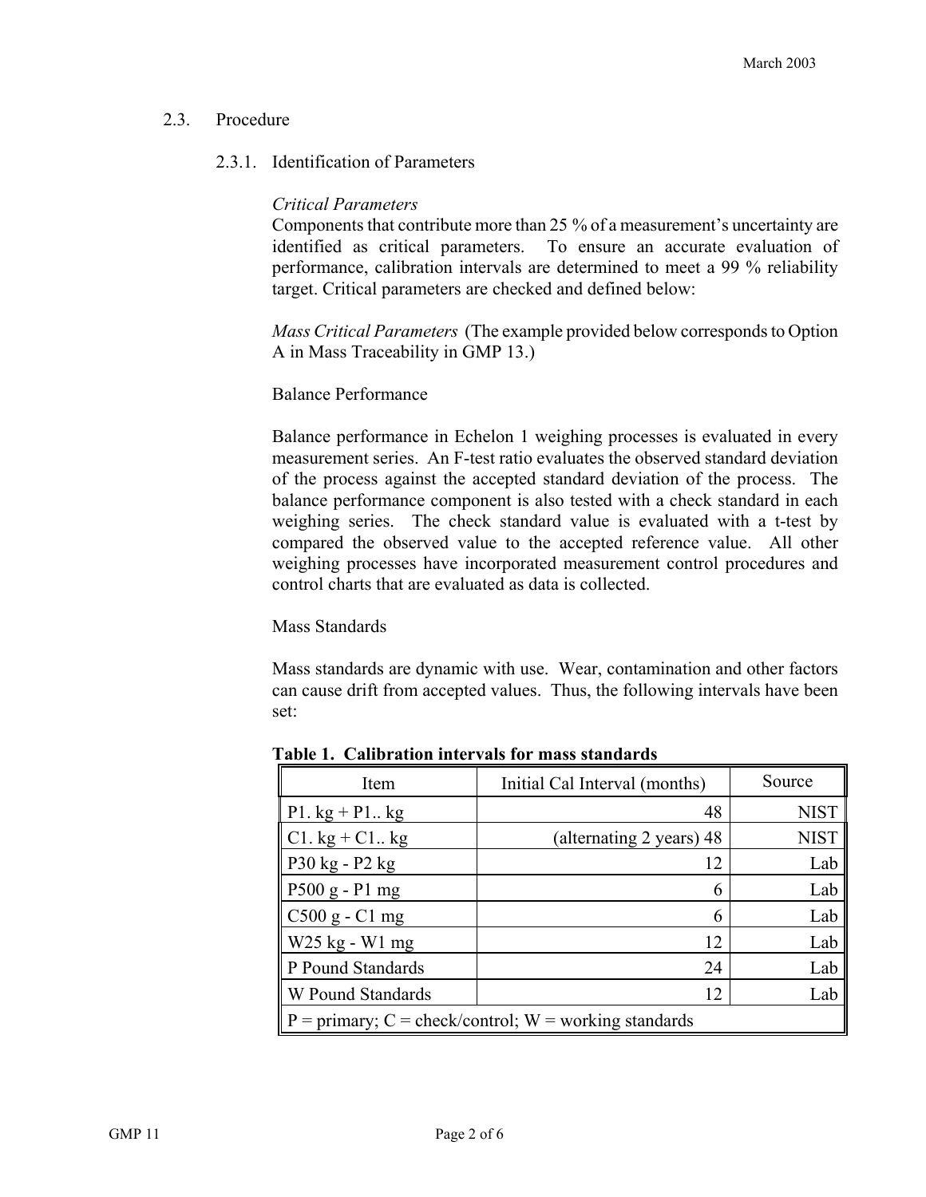## 2.3. Procedure

### 2.3.1. Identification of Parameters

*Critical Parameters*

Components that contribute more than 25 % of a measurement's uncertainty are identified as critical parameters. To ensure an accurate evaluation of performance, calibration intervals are determined to meet a 99 % reliability target. Critical parameters are checked and defined below:

*Mass Critical Parameters* (The example provided below corresponds to Option A in Mass Traceability in GMP 13.)

Balance Performance

Balance performance in Echelon 1 weighing processes is evaluated in every measurement series. An F-test ratio evaluates the observed standard deviation of the process against the accepted standard deviation of the process. The balance performance component is also tested with a check standard in each weighing series. The check standard value is evaluated with a t-test by compared the observed value to the accepted reference value. All other weighing processes have incorporated measurement control procedures and control charts that are evaluated as data is collected.

Mass Standards

Mass standards are dynamic with use. Wear, contamination and other factors can cause drift from accepted values. Thus, the following intervals have been set:

**Table 1. Calibration intervals for mass standards**

| Item | Initial Cal Interval (months) | Source |
|---|---|---|
| P1. kg + P1.. kg | 48 | NIST |
| C1. kg + C1.. kg | (alternating 2 years) 48 | NIST |
| P30 kg - P2 kg | 12 | Lab |
| P500 g - P1 mg | 6 | Lab |
| C500 g - C1 mg | 6 | Lab |
| W25 kg - W1 mg | 12 | Lab |
| P Pound Standards | 24 | Lab |
| W Pound Standards | 12 | Lab |
| P = primary; C = check/control; W = working standards | | |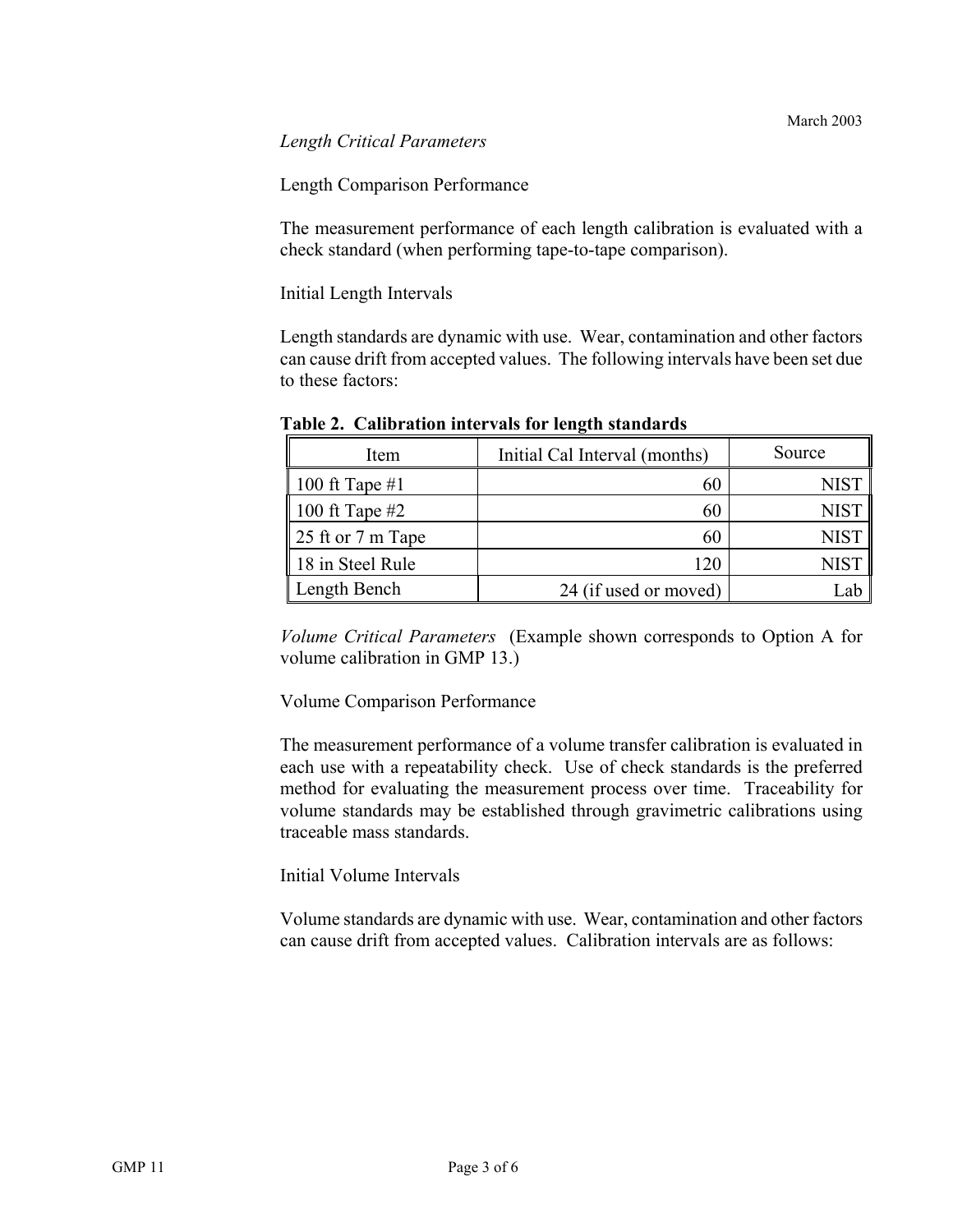*Length Critical Parameters*

Length Comparison Performance

The measurement performance of each length calibration is evaluated with a check standard (when performing tape-to-tape comparison).

Initial Length Intervals

Length standards are dynamic with use. Wear, contamination and other factors can cause drift from accepted values. The following intervals have been set due to these factors:

**Table 2. Calibration intervals for length standards**

| Item | Initial Cal Interval (months) | Source |
|---|---:|---:|
| 100 ft Tape #1 | 60 | NIST |
| 100 ft Tape #2 | 60 | NIST |
| 25 ft or 7 m Tape | 60 | NIST |
| 18 in Steel Rule | 120 | NIST |
| Length Bench | 24 (if used or moved) | Lab |

*Volume Critical Parameters* (Example shown corresponds to Option A for volume calibration in GMP 13.)

Volume Comparison Performance

The measurement performance of a volume transfer calibration is evaluated in each use with a repeatability check. Use of check standards is the preferred method for evaluating the measurement process over time. Traceability for volume standards may be established through gravimetric calibrations using traceable mass standards.

Initial Volume Intervals

Volume standards are dynamic with use. Wear, contamination and other factors can cause drift from accepted values. Calibration intervals are as follows: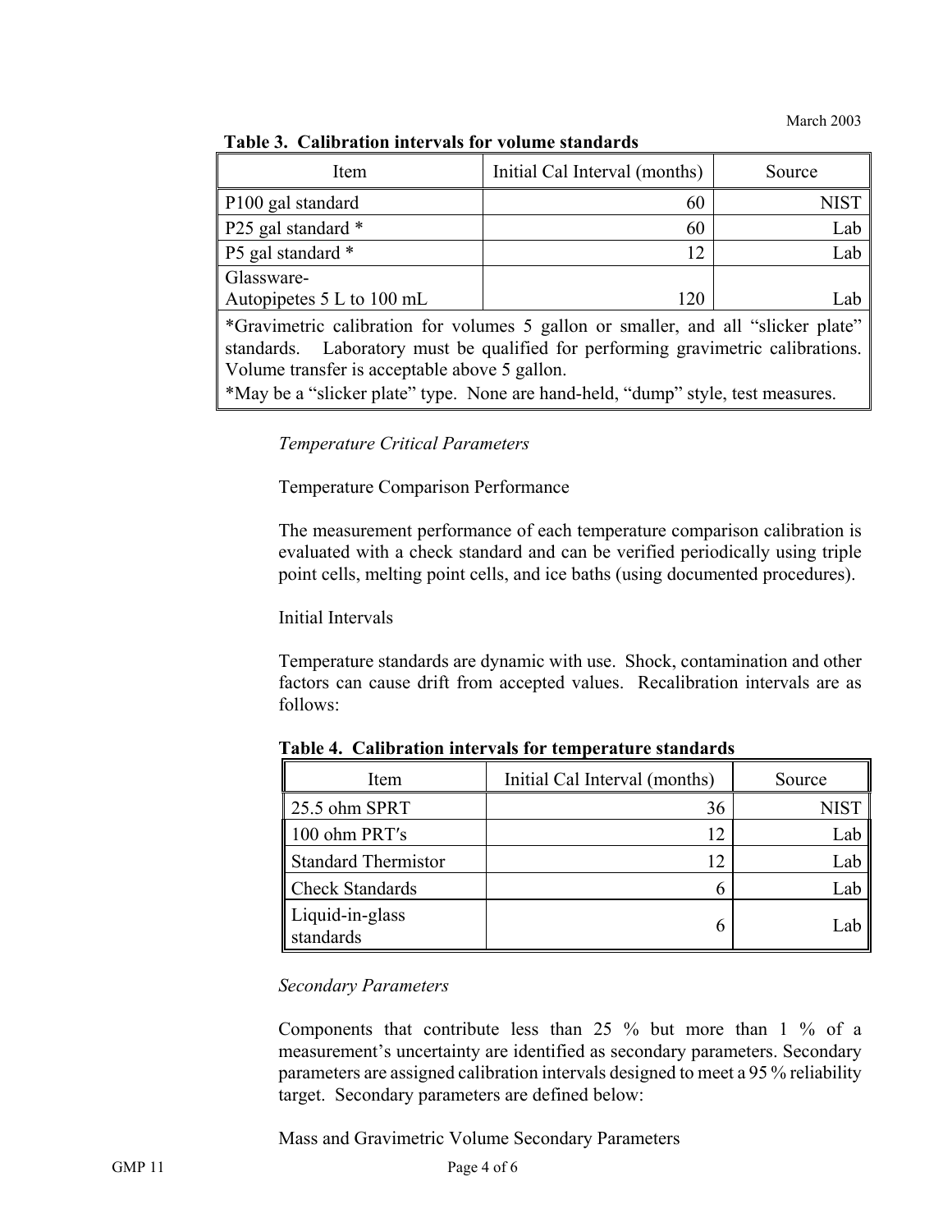**Table 3. Calibration intervals for volume standards**

| Item | Initial Cal Interval (months) | Source |
| --- | --- | --- |
| P100 gal standard | 60 | NIST |
| P25 gal standard * | 60 | Lab |
| P5 gal standard * | 12 | Lab |
| Glassware-<br>Autopipetes 5 L to 100 mL | 120 | Lab |
| *Gravimetric calibration for volumes 5 gallon or smaller, and all "slicker plate" standards. Laboratory must be qualified for performing gravimetric calibrations. Volume transfer is acceptable above 5 gallon.<br>*May be a "slicker plate" type. None are hand-held, "dump" style, test measures. | | |

*Temperature Critical Parameters*

Temperature Comparison Performance

The measurement performance of each temperature comparison calibration is evaluated with a check standard and can be verified periodically using triple point cells, melting point cells, and ice baths (using documented procedures).

Initial Intervals

Temperature standards are dynamic with use. Shock, contamination and other factors can cause drift from accepted values. Recalibration intervals are as follows:

**Table 4. Calibration intervals for temperature standards**

| Item | Initial Cal Interval (months) | Source |
| --- | --- | --- |
| 25.5 ohm SPRT | 36 | NIST |
| 100 ohm PRT′s | 12 | Lab |
| Standard Thermistor | 12 | Lab |
| Check Standards | 6 | Lab |
| Liquid-in-glass standards | 6 | Lab |

*Secondary Parameters*

Components that contribute less than 25 % but more than 1 % of a measurement's uncertainty are identified as secondary parameters. Secondary parameters are assigned calibration intervals designed to meet a 95 % reliability target. Secondary parameters are defined below:

Mass and Gravimetric Volume Secondary Parameters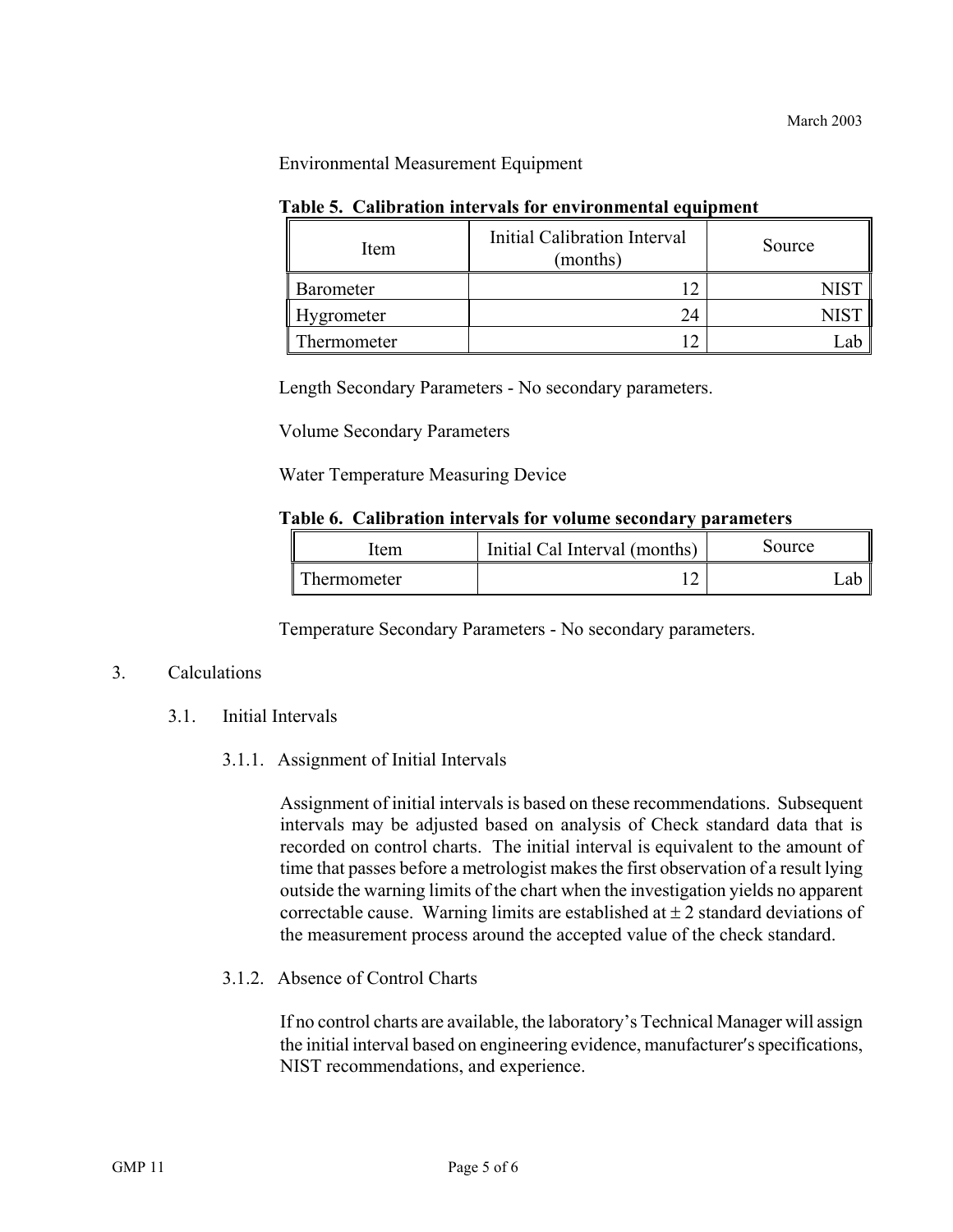Environmental Measurement Equipment

**Table 5. Calibration intervals for environmental equipment**

| Item | Initial Calibration Interval (months) | Source |
| --- | --- | --- |
| Barometer | 12 | NIST |
| Hygrometer | 24 | NIST |
| Thermometer | 12 | Lab |

Length Secondary Parameters - No secondary parameters.

Volume Secondary Parameters

Water Temperature Measuring Device

**Table 6. Calibration intervals for volume secondary parameters**

| Item | Initial Cal Interval (months) | Source |
| --- | --- | --- |
| Thermometer | 12 | Lab |

Temperature Secondary Parameters - No secondary parameters.

## 3. Calculations

### 3.1. Initial Intervals

#### 3.1.1. Assignment of Initial Intervals

Assignment of initial intervals is based on these recommendations. Subsequent intervals may be adjusted based on analysis of Check standard data that is recorded on control charts. The initial interval is equivalent to the amount of time that passes before a metrologist makes the first observation of a result lying outside the warning limits of the chart when the investigation yields no apparent correctable cause. Warning limits are established at $\pm$ 2 standard deviations of the measurement process around the accepted value of the check standard.

#### 3.1.2. Absence of Control Charts

If no control charts are available, the laboratory's Technical Manager will assign the initial interval based on engineering evidence, manufacturer's specifications, NIST recommendations, and experience.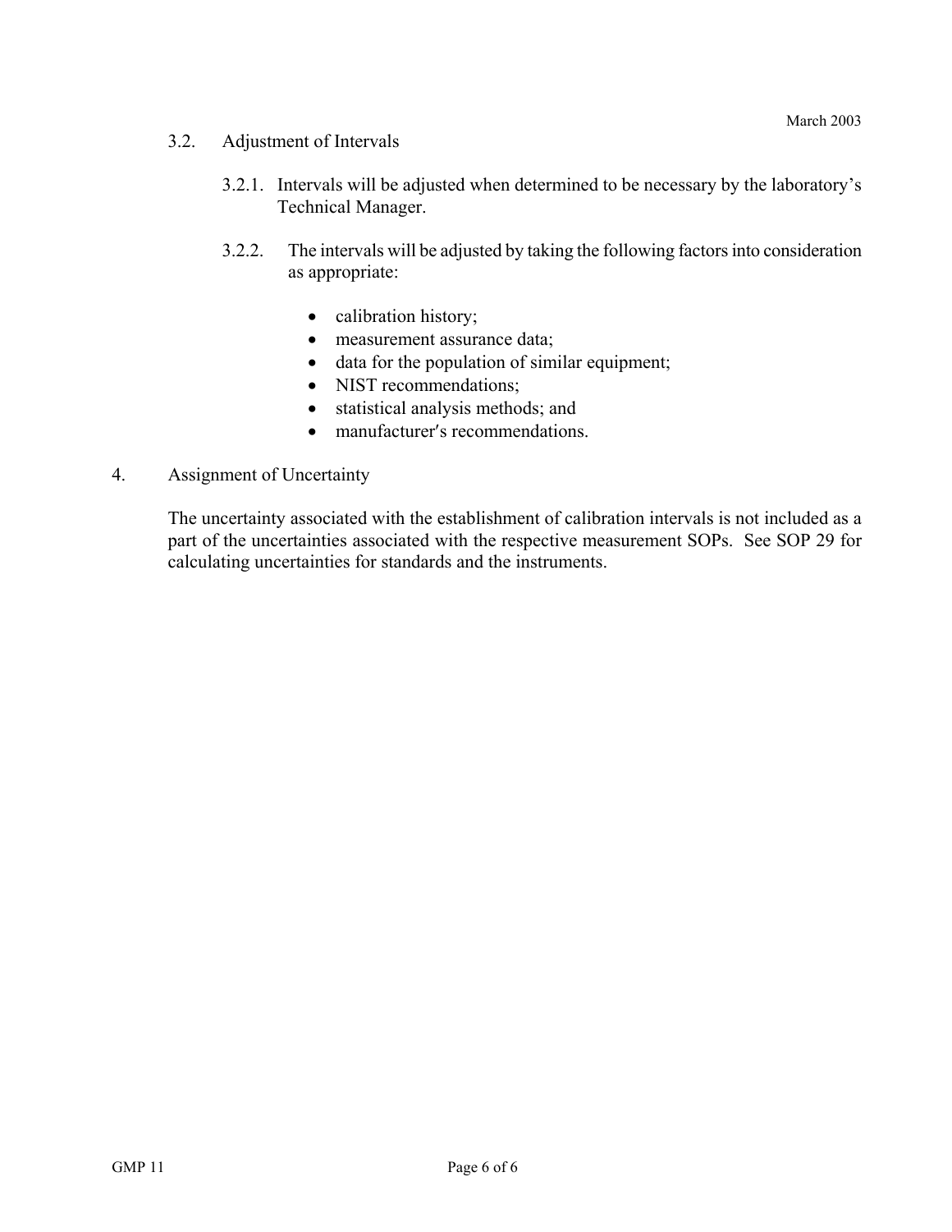### 3.2. Adjustment of Intervals

3.2.1. Intervals will be adjusted when determined to be necessary by the laboratory's Technical Manager.

3.2.2. The intervals will be adjusted by taking the following factors into consideration as appropriate:

- calibration history;
- measurement assurance data;
- data for the population of similar equipment;
- NIST recommendations;
- statistical analysis methods; and
- manufacturer's recommendations.

## 4. Assignment of Uncertainty

The uncertainty associated with the establishment of calibration intervals is not included as a part of the uncertainties associated with the respective measurement SOPs. See SOP 29 for calculating uncertainties for standards and the instruments.